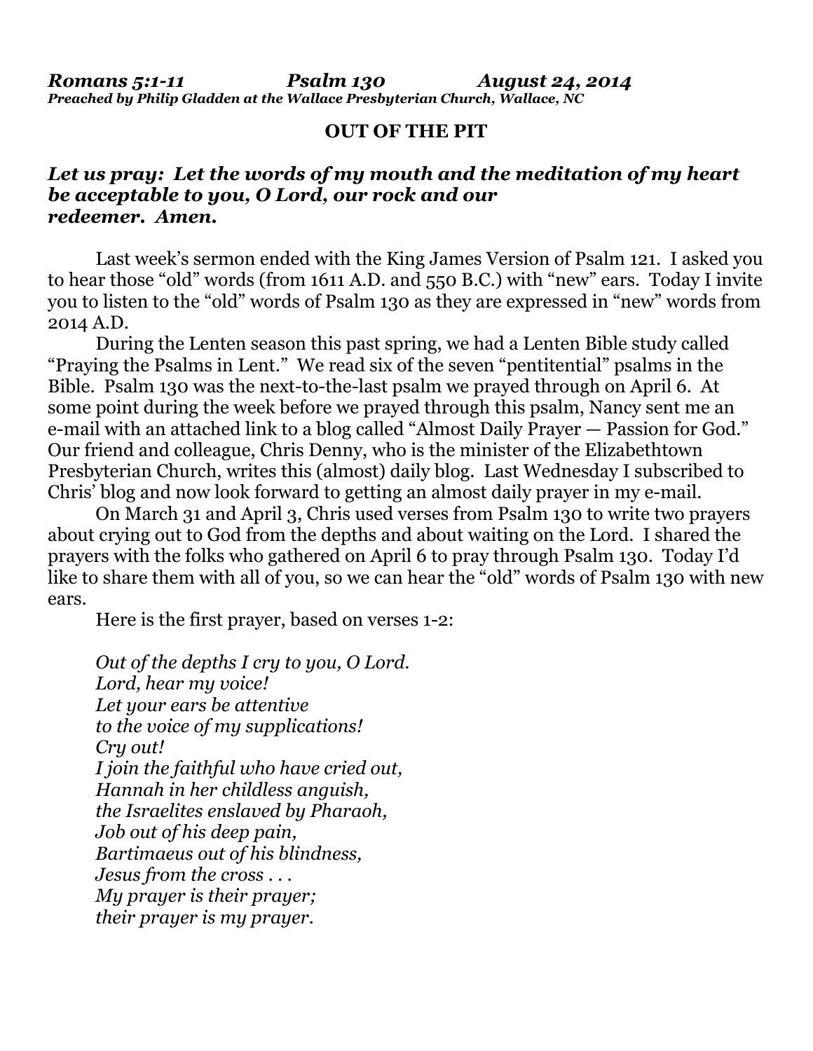***Romans 5:1-11 Psalm 130 August 24, 2014***
***Preached by Philip Gladden at the Wallace Presbyterian Church, Wallace, NC***

**OUT OF THE PIT**

***Let us pray: Let the words of my mouth and the meditation of my heart be acceptable to you, O Lord, our rock and our redeemer. Amen.***

Last week's sermon ended with the King James Version of Psalm 121. I asked you to hear those "old" words (from 1611 A.D. and 550 B.C.) with "new" ears. Today I invite you to listen to the "old" words of Psalm 130 as they are expressed in "new" words from 2014 A.D.

During the Lenten season this past spring, we had a Lenten Bible study called "Praying the Psalms in Lent." We read six of the seven "pentitential" psalms in the Bible. Psalm 130 was the next-to-the-last psalm we prayed through on April 6. At some point during the week before we prayed through this psalm, Nancy sent me an e-mail with an attached link to a blog called "Almost Daily Prayer — Passion for God." Our friend and colleague, Chris Denny, who is the minister of the Elizabethtown Presbyterian Church, writes this (almost) daily blog. Last Wednesday I subscribed to Chris' blog and now look forward to getting an almost daily prayer in my e-mail.

On March 31 and April 3, Chris used verses from Psalm 130 to write two prayers about crying out to God from the depths and about waiting on the Lord. I shared the prayers with the folks who gathered on April 6 to pray through Psalm 130. Today I'd like to share them with all of you, so we can hear the "old" words of Psalm 130 with new ears.

Here is the first prayer, based on verses 1-2:

*Out of the depths I cry to you, O Lord.*
*Lord, hear my voice!*
*Let your ears be attentive*
*to the voice of my supplications!*
*Cry out!*
*I join the faithful who have cried out,*
*Hannah in her childless anguish,*
*the Israelites enslaved by Pharaoh,*
*Job out of his deep pain,*
*Bartimaeus out of his blindness,*
*Jesus from the cross . . .*
*My prayer is their prayer;*
*their prayer is my prayer.*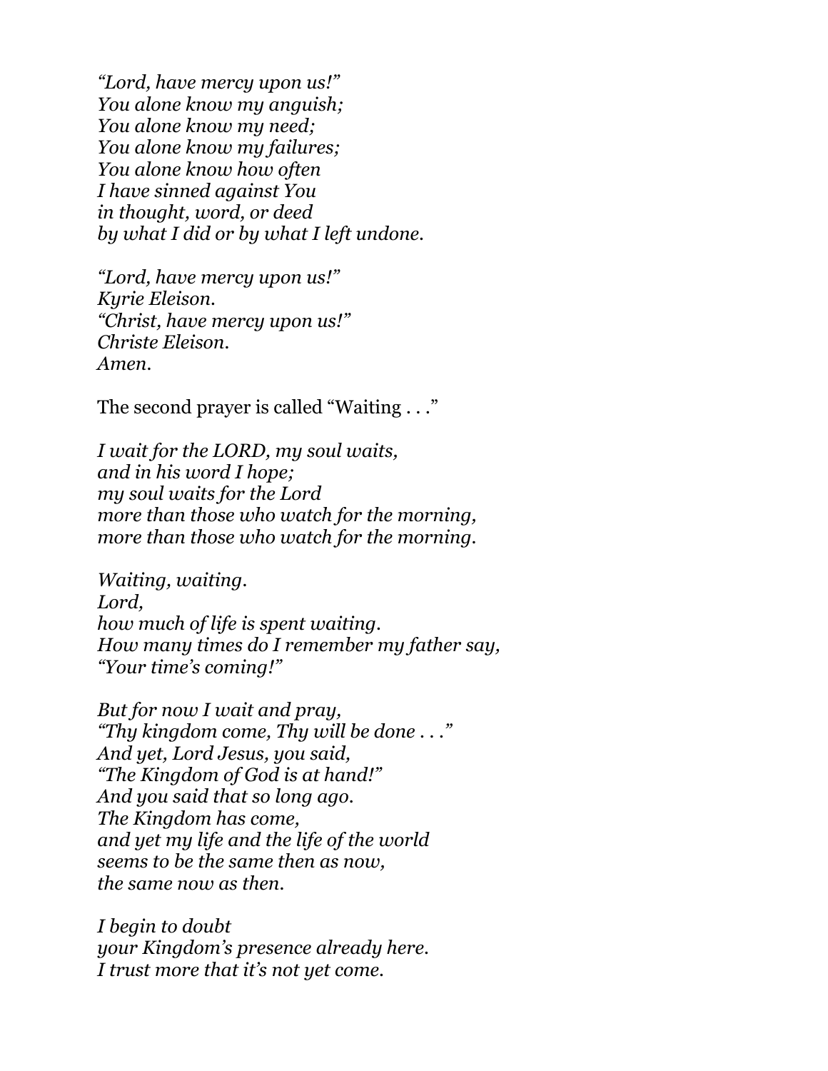*"Lord, have mercy upon us!"*
*You alone know my anguish;*
*You alone know my need;*
*You alone know my failures;*
*You alone know how often*
*I have sinned against You*
*in thought, word, or deed*
*by what I did or by what I left undone.*

*"Lord, have mercy upon us!"*
*Kyrie Eleison.*
*"Christ, have mercy upon us!"*
*Christe Eleison.*
*Amen.*

The second prayer is called "Waiting . . ."

*I wait for the LORD, my soul waits,*
*and in his word I hope;*
*my soul waits for the Lord*
*more than those who watch for the morning,*
*more than those who watch for the morning.*

*Waiting, waiting.*
*Lord,*
*how much of life is spent waiting.*
*How many times do I remember my father say,*
*"Your time's coming!"*

*But for now I wait and pray,*
*"Thy kingdom come, Thy will be done . . ."*
*And yet, Lord Jesus, you said,*
*"The Kingdom of God is at hand!"*
*And you said that so long ago.*
*The Kingdom has come,*
*and yet my life and the life of the world*
*seems to be the same then as now,*
*the same now as then.*

*I begin to doubt*
*your Kingdom's presence already here.*
*I trust more that it's not yet come.*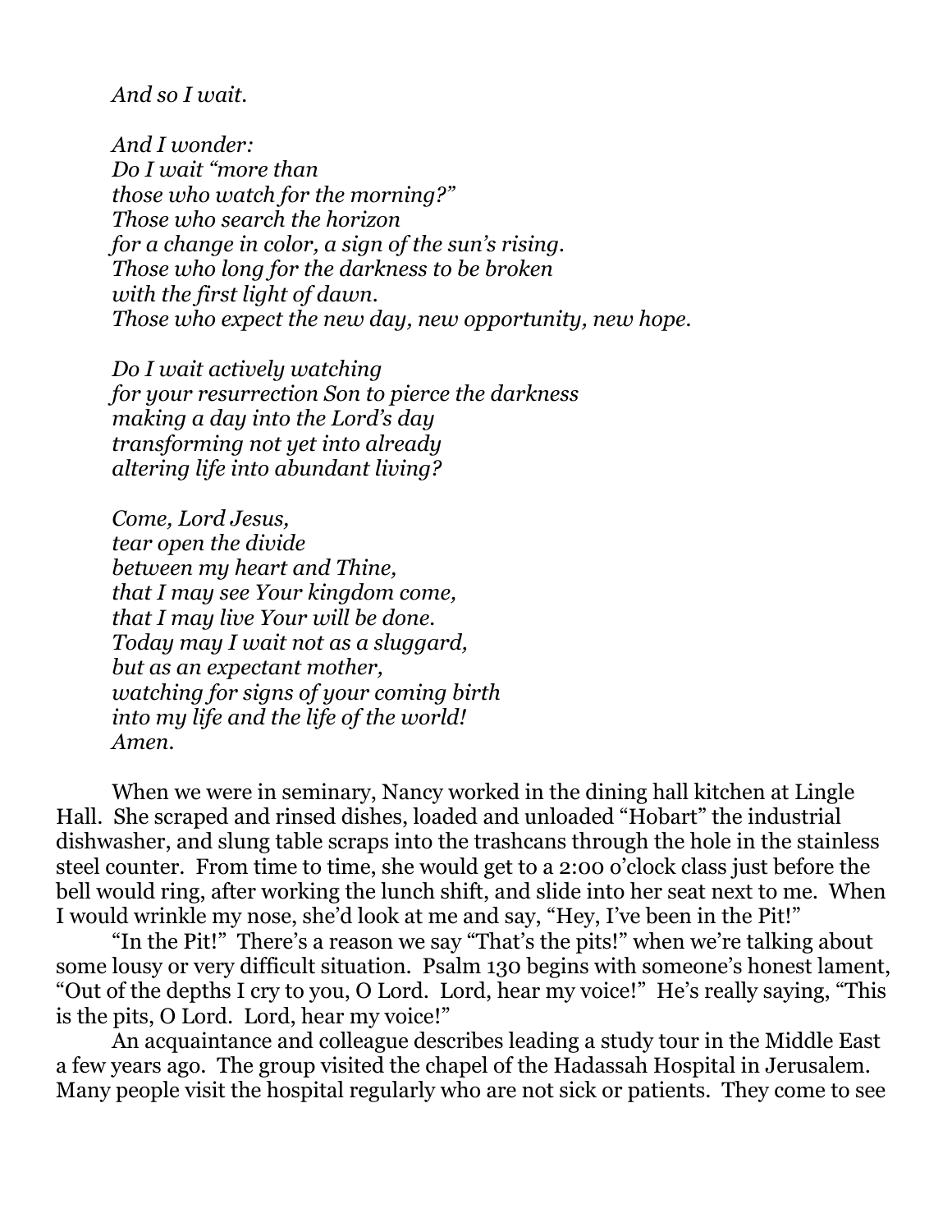*And so I wait.*

*And I wonder:*
*Do I wait "more than*
*those who watch for the morning?"*
*Those who search the horizon*
*for a change in color, a sign of the sun's rising.*
*Those who long for the darkness to be broken*
*with the first light of dawn.*
*Those who expect the new day, new opportunity, new hope.*

*Do I wait actively watching*
*for your resurrection Son to pierce the darkness*
*making a day into the Lord's day*
*transforming not yet into already*
*altering life into abundant living?*

*Come, Lord Jesus,*
*tear open the divide*
*between my heart and Thine,*
*that I may see Your kingdom come,*
*that I may live Your will be done.*
*Today may I wait not as a sluggard,*
*but as an expectant mother,*
*watching for signs of your coming birth*
*into my life and the life of the world!*
*Amen.*

When we were in seminary, Nancy worked in the dining hall kitchen at Lingle Hall. She scraped and rinsed dishes, loaded and unloaded "Hobart" the industrial dishwasher, and slung table scraps into the trashcans through the hole in the stainless steel counter. From time to time, she would get to a 2:00 o'clock class just before the bell would ring, after working the lunch shift, and slide into her seat next to me. When I would wrinkle my nose, she'd look at me and say, "Hey, I've been in the Pit!"

"In the Pit!" There's a reason we say "That's the pits!" when we're talking about some lousy or very difficult situation. Psalm 130 begins with someone's honest lament, "Out of the depths I cry to you, O Lord. Lord, hear my voice!" He's really saying, "This is the pits, O Lord. Lord, hear my voice!"

An acquaintance and colleague describes leading a study tour in the Middle East a few years ago. The group visited the chapel of the Hadassah Hospital in Jerusalem. Many people visit the hospital regularly who are not sick or patients. They come to see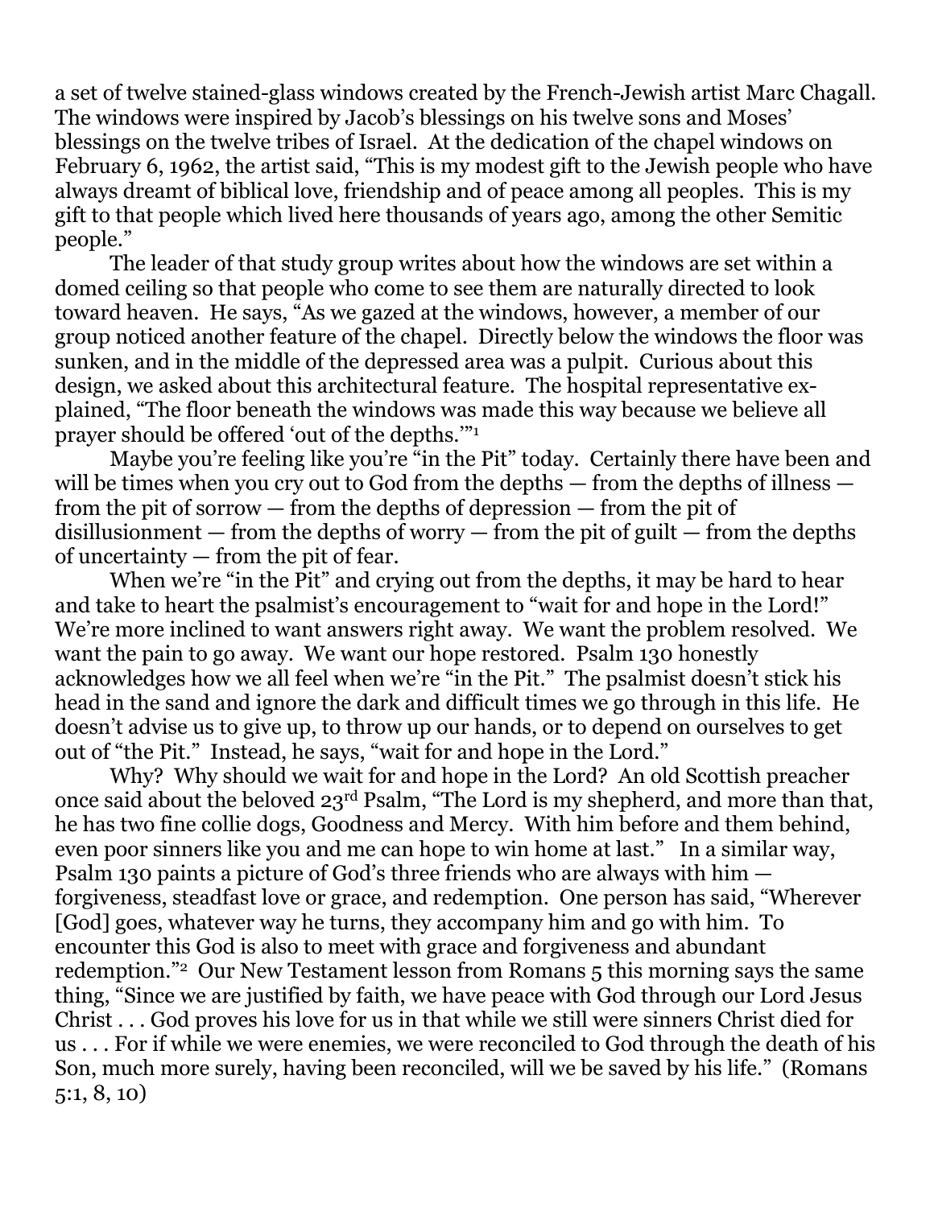a set of twelve stained-glass windows created by the French-Jewish artist Marc Chagall. The windows were inspired by Jacob's blessings on his twelve sons and Moses' blessings on the twelve tribes of Israel. At the dedication of the chapel windows on February 6, 1962, the artist said, "This is my modest gift to the Jewish people who have always dreamt of biblical love, friendship and of peace among all peoples. This is my gift to that people which lived here thousands of years ago, among the other Semitic people."

The leader of that study group writes about how the windows are set within a domed ceiling so that people who come to see them are naturally directed to look toward heaven. He says, "As we gazed at the windows, however, a member of our group noticed another feature of the chapel. Directly below the windows the floor was sunken, and in the middle of the depressed area was a pulpit. Curious about this design, we asked about this architectural feature. The hospital representative explained, "The floor beneath the windows was made this way because we believe all prayer should be offered 'out of the depths.'"[1]

Maybe you're feeling like you're "in the Pit" today. Certainly there have been and will be times when you cry out to God from the depths — from the depths of illness — from the pit of sorrow — from the depths of depression — from the pit of disillusionment — from the depths of worry — from the pit of guilt — from the depths of uncertainty — from the pit of fear.

When we're "in the Pit" and crying out from the depths, it may be hard to hear and take to heart the psalmist's encouragement to "wait for and hope in the Lord!" We're more inclined to want answers right away. We want the problem resolved. We want the pain to go away. We want our hope restored. Psalm 130 honestly acknowledges how we all feel when we're "in the Pit." The psalmist doesn't stick his head in the sand and ignore the dark and difficult times we go through in this life. He doesn't advise us to give up, to throw up our hands, or to depend on ourselves to get out of "the Pit." Instead, he says, "wait for and hope in the Lord."

Why? Why should we wait for and hope in the Lord? An old Scottish preacher once said about the beloved 23rd Psalm, "The Lord is my shepherd, and more than that, he has two fine collie dogs, Goodness and Mercy. With him before and them behind, even poor sinners like you and me can hope to win home at last." In a similar way, Psalm 130 paints a picture of God's three friends who are always with him — forgiveness, steadfast love or grace, and redemption. One person has said, "Wherever [God] goes, whatever way he turns, they accompany him and go with him. To encounter this God is also to meet with grace and forgiveness and abundant redemption."[2] Our New Testament lesson from Romans 5 this morning says the same thing, "Since we are justified by faith, we have peace with God through our Lord Jesus Christ . . . God proves his love for us in that while we still were sinners Christ died for us . . . For if while we were enemies, we were reconciled to God through the death of his Son, much more surely, having been reconciled, will we be saved by his life." (Romans 5:1, 8, 10)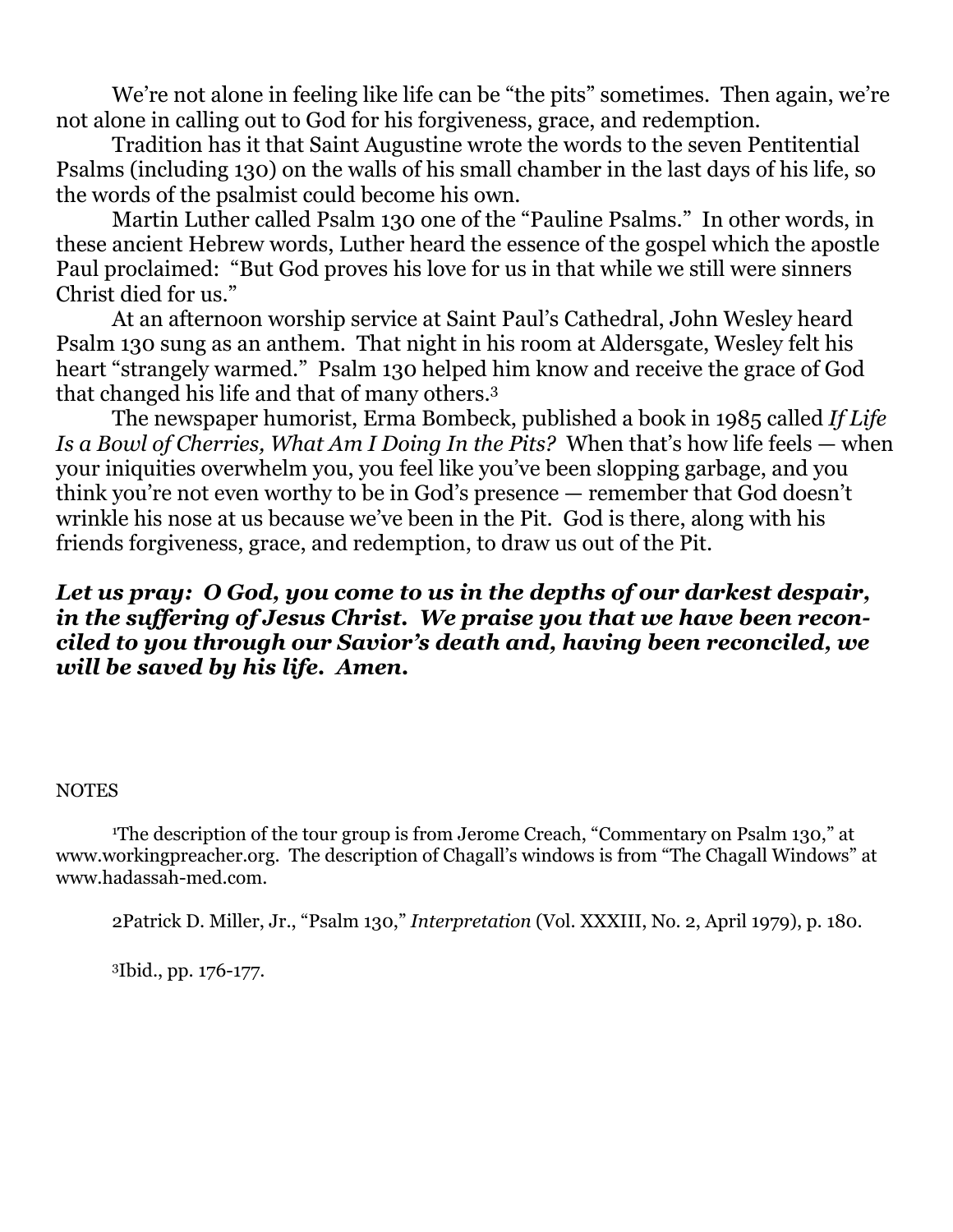We're not alone in feeling like life can be "the pits" sometimes. Then again, we're not alone in calling out to God for his forgiveness, grace, and redemption.

Tradition has it that Saint Augustine wrote the words to the seven Pentitential Psalms (including 130) on the walls of his small chamber in the last days of his life, so the words of the psalmist could become his own.

Martin Luther called Psalm 130 one of the "Pauline Psalms." In other words, in these ancient Hebrew words, Luther heard the essence of the gospel which the apostle Paul proclaimed: "But God proves his love for us in that while we still were sinners Christ died for us."

At an afternoon worship service at Saint Paul's Cathedral, John Wesley heard Psalm 130 sung as an anthem. That night in his room at Aldersgate, Wesley felt his heart "strangely warmed." Psalm 130 helped him know and receive the grace of God that changed his life and that of many others.[3]

The newspaper humorist, Erma Bombeck, published a book in 1985 called *If Life Is a Bowl of Cherries, What Am I Doing In the Pits?* When that's how life feels — when your iniquities overwhelm you, you feel like you've been slopping garbage, and you think you're not even worthy to be in God's presence — remember that God doesn't wrinkle his nose at us because we've been in the Pit. God is there, along with his friends forgiveness, grace, and redemption, to draw us out of the Pit.

***Let us pray: O God, you come to us in the depths of our darkest despair, in the suffering of Jesus Christ. We praise you that we have been reconciled to you through our Savior's death and, having been reconciled, we will be saved by his life. Amen.***

NOTES

[1]The description of the tour group is from Jerome Creach, "Commentary on Psalm 130," at www.workingpreacher.org. The description of Chagall's windows is from "The Chagall Windows" at www.hadassah-med.com.

2Patrick D. Miller, Jr., "Psalm 130," *Interpretation* (Vol. XXXIII, No. 2, April 1979), p. 180.

[3]Ibid., pp. 176-177.